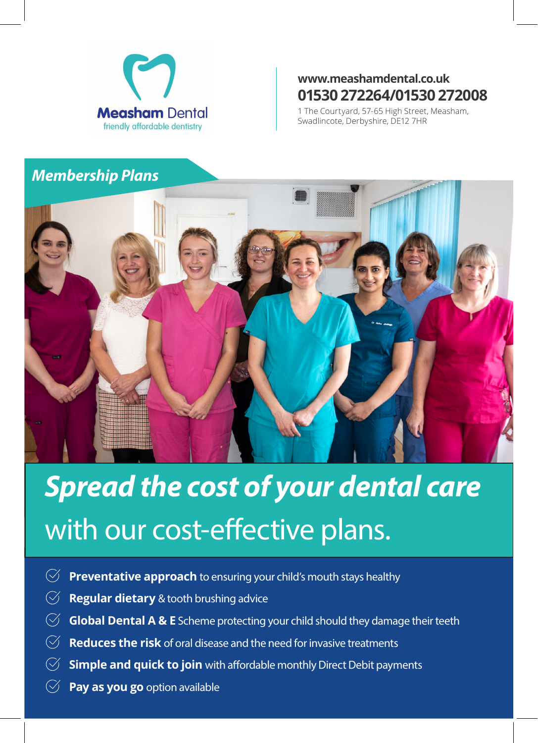Measham Dental
friendly affordable dentistry

**www.meashamdental.co.uk**
**01530 272264/01530 272008**
1 The Courtyard, 57-65 High Street, Measham, Swadlincote, Derbyshire, DE12 7HR

## *Membership Plans*

# *Spread the cost of your dental care*

with our cost-effective plans.

- **Preventative approach** to ensuring your child's mouth stays healthy
- **Regular dietary** & tooth brushing advice
- **Global Dental A & E** Scheme protecting your child should they damage their teeth
- **Reduces the risk** of oral disease and the need for invasive treatments
- **Simple and quick to join** with affordable monthly Direct Debit payments
- **Pay as you go** option available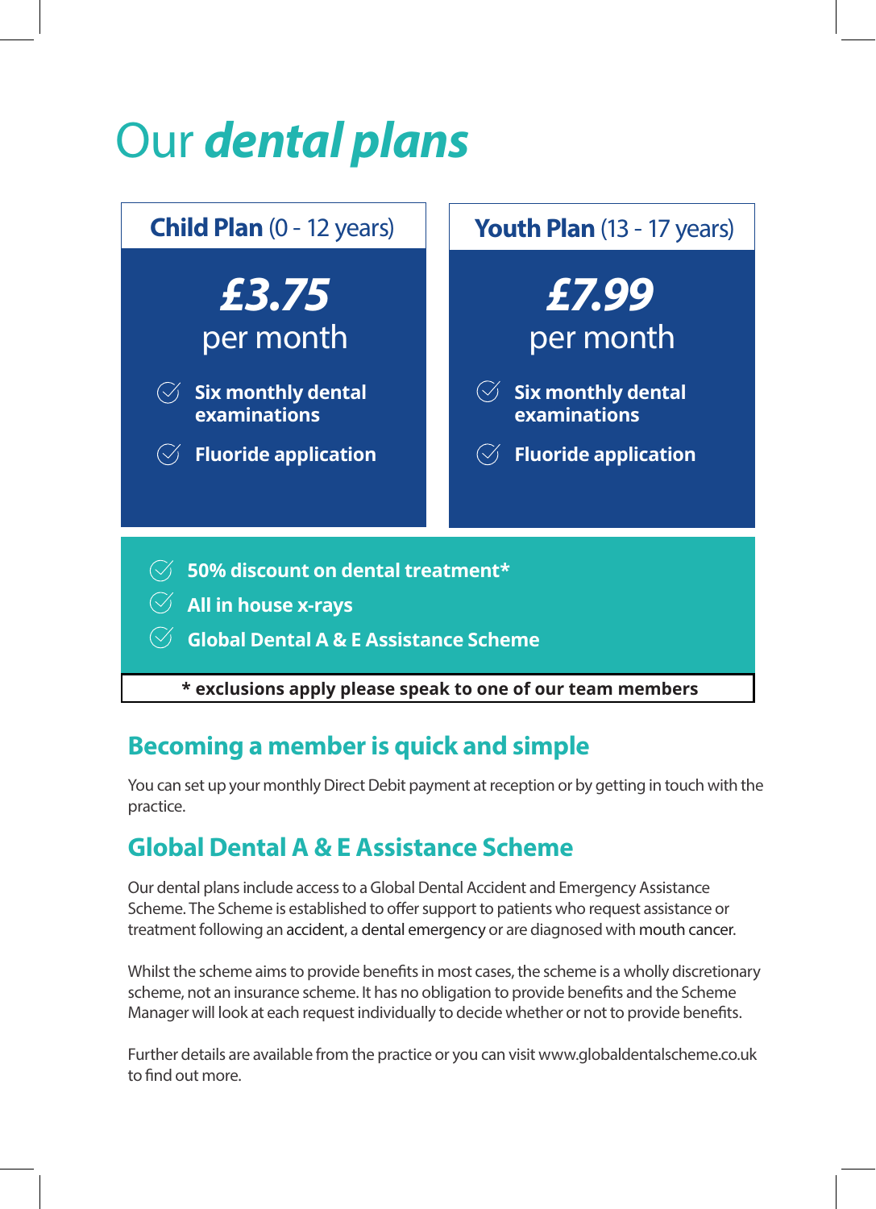# Our *dental plans*

**Child Plan** (0 - 12 years)

***£3.75***
per month

- **Six monthly dental examinations**
- **Fluoride application**

**Youth Plan** (13 - 17 years)

***£7.99***
per month

- **Six monthly dental examinations**
- **Fluoride application**

---

- **50% discount on dental treatment***
- **All in house x-rays**
- **Global Dental A & E Assistance Scheme**

**\* exclusions apply please speak to one of our team members**

## Becoming a member is quick and simple

You can set up your monthly Direct Debit payment at reception or by getting in touch with the practice.

## Global Dental A & E Assistance Scheme

Our dental plans include access to a Global Dental Accident and Emergency Assistance Scheme. The Scheme is established to offer support to patients who request assistance or treatment following an accident, a dental emergency or are diagnosed with mouth cancer.

Whilst the scheme aims to provide benefits in most cases, the scheme is a wholly discretionary scheme, not an insurance scheme. It has no obligation to provide benefits and the Scheme Manager will look at each request individually to decide whether or not to provide benefits.

Further details are available from the practice or you can visit www.globaldentalscheme.co.uk to find out more.